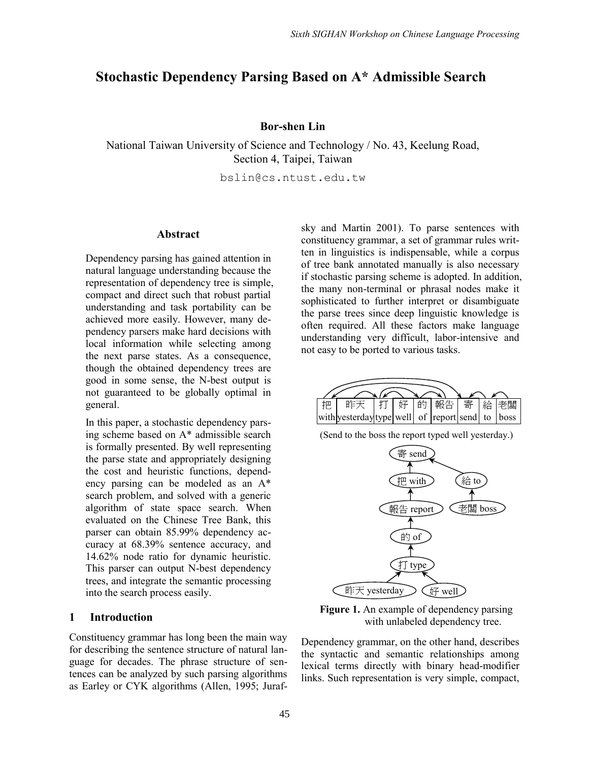# Stochastic Dependency Parsing Based on A* Admissible Search

**Bor-shen Lin**

National Taiwan University of Science and Technology / No. 43, Keelung Road, Section 4, Taipei, Taiwan

bslin@cs.ntust.edu.tw

## Abstract

Dependency parsing has gained attention in natural language understanding because the representation of dependency tree is simple, compact and direct such that robust partial understanding and task portability can be achieved more easily. However, many dependency parsers make hard decisions with local information while selecting among the next parse states. As a consequence, though the obtained dependency trees are good in some sense, the N-best output is not guaranteed to be globally optimal in general.

In this paper, a stochastic dependency parsing scheme based on A* admissible search is formally presented. By well representing the parse state and appropriately designing the cost and heuristic functions, dependency parsing can be modeled as an A* search problem, and solved with a generic algorithm of state space search. When evaluated on the Chinese Tree Bank, this parser can obtain 85.99% dependency accuracy at 68.39% sentence accuracy, and 14.62% node ratio for dynamic heuristic. This parser can output N-best dependency trees, and integrate the semantic processing into the search process easily.

## 1 Introduction

Constituency grammar has long been the main way for describing the sentence structure of natural language for decades. The phrase structure of sentences can be analyzed by such parsing algorithms as Earley or CYK algorithms (Allen, 1995; Jurafsky and Martin 2001). To parse sentences with constituency grammar, a set of grammar rules written in linguistics is indispensable, while a corpus of tree bank annotated manually is also necessary if stochastic parsing scheme is adopted. In addition, the many non-terminal or phrasal nodes make it sophisticated to further interpret or disambiguate the parse trees since deep linguistic knowledge is often required. All these factors make language understanding very difficult, labor-intensive and not easy to be ported to various tasks.

| 把 | 昨天 | 打 | 好 | 的 | 報告 | 寄 | 給 | 老闆 |
|---|---|---|---|---|---|---|---|---|
| with | yesterday | type | well | of | report | send | to | boss |

(Send to the boss the report typed well yesterday.)

**Figure 1.** An example of dependency parsing with unlabeled dependency tree.

Dependency grammar, on the other hand, describes the syntactic and semantic relationships among lexical terms directly with binary head-modifier links. Such representation is very simple, compact,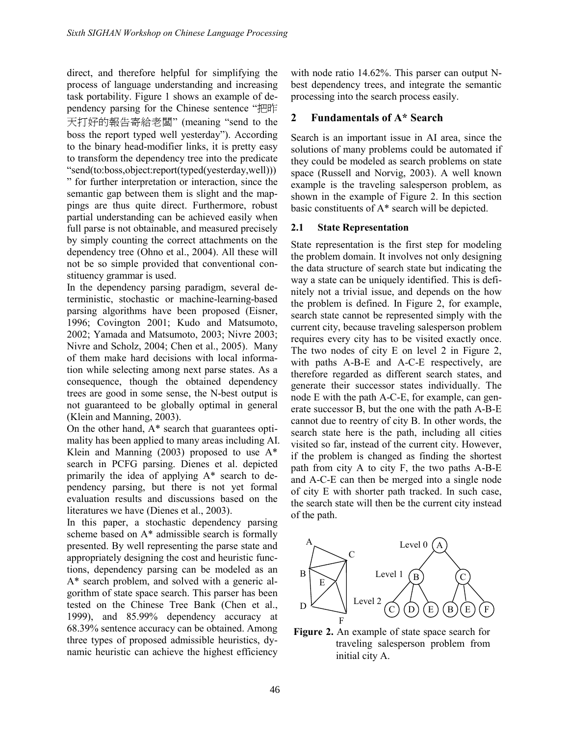direct, and therefore helpful for simplifying the process of language understanding and increasing task portability. Figure 1 shows an example of dependency parsing for the Chinese sentence "把昨天打好的報告寄給老闆" (meaning "send to the boss the report typed well yesterday"). According to the binary head-modifier links, it is pretty easy to transform the dependency tree into the predicate "send(to:boss,object:report(typed(yesterday,well)))" for further interpretation or interaction, since the semantic gap between them is slight and the mappings are thus quite direct. Furthermore, robust partial understanding can be achieved easily when full parse is not obtainable, and measured precisely by simply counting the correct attachments on the dependency tree (Ohno et al., 2004). All these will not be so simple provided that conventional constituency grammar is used.

In the dependency parsing paradigm, several deterministic, stochastic or machine-learning-based parsing algorithms have been proposed (Eisner, 1996; Covington 2001; Kudo and Matsumoto, 2002; Yamada and Matsumoto, 2003; Nivre 2003; Nivre and Scholz, 2004; Chen et al., 2005). Many of them make hard decisions with local information while selecting among next parse states. As a consequence, though the obtained dependency trees are good in some sense, the N-best output is not guaranteed to be globally optimal in general (Klein and Manning, 2003).

On the other hand, A* search that guarantees optimality has been applied to many areas including AI. Klein and Manning (2003) proposed to use A* search in PCFG parsing. Dienes et al. depicted primarily the idea of applying A* search to dependency parsing, but there is not yet formal evaluation results and discussions based on the literatures we have (Dienes et al., 2003).

In this paper, a stochastic dependency parsing scheme based on A* admissible search is formally presented. By well representing the parse state and appropriately designing the cost and heuristic functions, dependency parsing can be modeled as an A* search problem, and solved with a generic algorithm of state space search. This parser has been tested on the Chinese Tree Bank (Chen et al., 1999), and 85.99% dependency accuracy at 68.39% sentence accuracy can be obtained. Among three types of proposed admissible heuristics, dynamic heuristic can achieve the highest efficiency with node ratio 14.62%. This parser can output N-best dependency trees, and integrate the semantic processing into the search process easily.

## 2 Fundamentals of A* Search

Search is an important issue in AI area, since the solutions of many problems could be automated if they could be modeled as search problems on state space (Russell and Norvig, 2003). A well known example is the traveling salesperson problem, as shown in the example of Figure 2. In this section basic constituents of A* search will be depicted.

### 2.1 State Representation

State representation is the first step for modeling the problem domain. It involves not only designing the data structure of search state but indicating the way a state can be uniquely identified. This is definitely not a trivial issue, and depends on the how the problem is defined. In Figure 2, for example, search state cannot be represented simply with the current city, because traveling salesperson problem requires every city has to be visited exactly once. The two nodes of city E on level 2 in Figure 2, with paths A-B-E and A-C-E respectively, are therefore regarded as different search states, and generate their successor states individually. The node E with the path A-C-E, for example, can generate successor B, but the one with the path A-B-E cannot due to reentry of city B. In other words, the search state here is the path, including all cities visited so far, instead of the current city. However, if the problem is changed as finding the shortest path from city A to city F, the two paths A-B-E and A-C-E can then be merged into a single node of city E with shorter path tracked. In such case, the search state will then be the current city instead of the path.

**Figure 2.** An example of state space search for traveling salesperson problem from initial city A.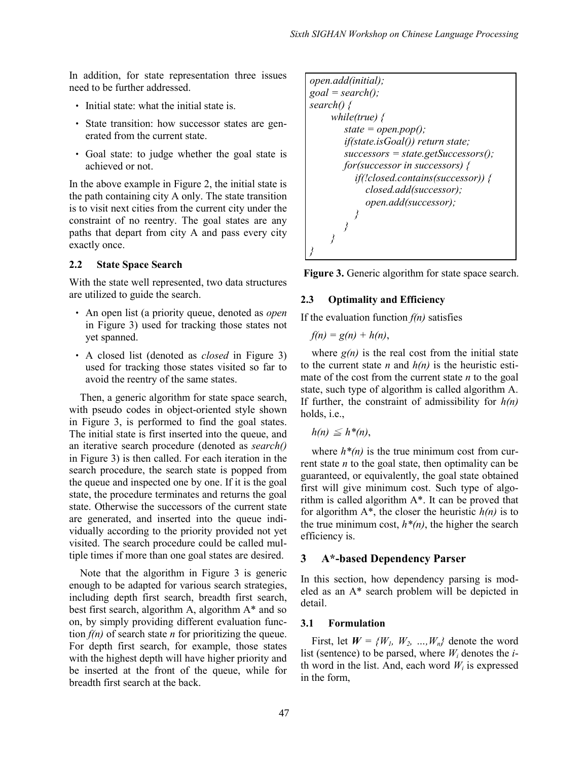In addition, for state representation three issues need to be further addressed.

- Initial state: what the initial state is.
- State transition: how successor states are generated from the current state.
- Goal state: to judge whether the goal state is achieved or not.

In the above example in Figure 2, the initial state is the path containing city A only. The state transition is to visit next cities from the current city under the constraint of no reentry. The goal states are any paths that depart from city A and pass every city exactly once.

### 2.2 State Space Search

With the state well represented, two data structures are utilized to guide the search.

- An open list (a priority queue, denoted as *open* in Figure 3) used for tracking those states not yet spanned.
- A closed list (denoted as *closed* in Figure 3) used for tracking those states visited so far to avoid the reentry of the same states.

Then, a generic algorithm for state space search, with pseudo codes in object-oriented style shown in Figure 3, is performed to find the goal states. The initial state is first inserted into the queue, and an iterative search procedure (denoted as *search()* in Figure 3) is then called. For each iteration in the search procedure, the search state is popped from the queue and inspected one by one. If it is the goal state, the procedure terminates and returns the goal state. Otherwise the successors of the current state are generated, and inserted into the queue individually according to the priority provided not yet visited. The search procedure could be called multiple times if more than one goal states are desired.

Note that the algorithm in Figure 3 is generic enough to be adapted for various search strategies, including depth first search, breadth first search, best first search, algorithm A, algorithm A* and so on, by simply providing different evaluation function $f(n)$ of search state $n$ for prioritizing the queue. For depth first search, for example, those states with the highest depth will have higher priority and be inserted at the front of the queue, while for breadth first search at the back.

```
open.add(initial);
goal = search();
search() {
    while(true) {
        state = open.pop();
        if(state.isGoal()) return state;
        successors = state.getSuccessors();
        for(successor in successors) {
            if(!closed.contains(successor)) {
                closed.add(successor);
                open.add(successor);
            }
        }
    }
}
```

**Figure 3.** Generic algorithm for state space search.

### 2.3 Optimality and Efficiency

If the evaluation function $f(n)$ satisfies

$f(n) = g(n) + h(n)$,

where $g(n)$ is the real cost from the initial state to the current state $n$ and $h(n)$ is the heuristic estimate of the cost from the current state $n$ to the goal state, such type of algorithm is called algorithm A. If further, the constraint of admissibility for $h(n)$ holds, i.e.,

$h(n) \leqq h^*(n)$,

where $h^*(n)$ is the true minimum cost from current state $n$ to the goal state, then optimality can be guaranteed, or equivalently, the goal state obtained first will give minimum cost. Such type of algorithm is called algorithm A*. It can be proved that for algorithm A*, the closer the heuristic $h(n)$ is to the true minimum cost, $h^*(n)$, the higher the search efficiency is.

## 3 A*-based Dependency Parser

In this section, how dependency parsing is modeled as an A* search problem will be depicted in detail.

### 3.1 Formulation

First, let $\boldsymbol{W} = \{W_1, W_2, \ldots, W_n\}$ denote the word list (sentence) to be parsed, where $W_i$ denotes the $i$-th word in the list. And, each word $W_i$ is expressed in the form,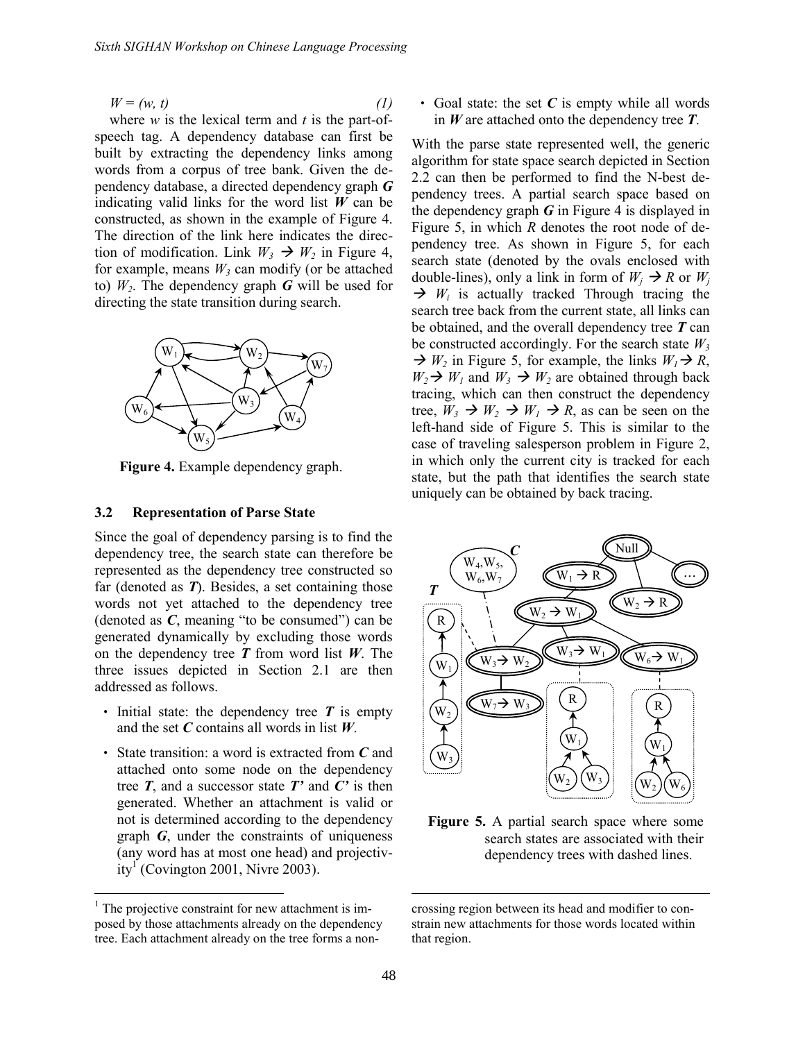$W = (w, t)$ (1)

where $w$ is the lexical term and $t$ is the part-of-speech tag. A dependency database can first be built by extracting the dependency links among words from a corpus of tree bank. Given the dependency database, a directed dependency graph $\boldsymbol{G}$ indicating valid links for the word list $\boldsymbol{W}$ can be constructed, as shown in the example of Figure 4. The direction of the link here indicates the direction of modification. Link $W_3 \rightarrow W_2$ in Figure 4, for example, means $W_3$ can modify (or be attached to) $W_2$. The dependency graph $\boldsymbol{G}$ will be used for directing the state transition during search.

**Figure 4.** Example dependency graph.

### 3.2 Representation of Parse State

Since the goal of dependency parsing is to find the dependency tree, the search state can therefore be represented as the dependency tree constructed so far (denoted as $\boldsymbol{T}$). Besides, a set containing those words not yet attached to the dependency tree (denoted as $\boldsymbol{C}$, meaning "to be consumed") can be generated dynamically by excluding those words on the dependency tree $\boldsymbol{T}$ from word list $\boldsymbol{W}$. The three issues depicted in Section 2.1 are then addressed as follows.

- Initial state: the dependency tree $\boldsymbol{T}$ is empty and the set $\boldsymbol{C}$ contains all words in list $\boldsymbol{W}$.
- State transition: a word is extracted from $\boldsymbol{C}$ and attached onto some node on the dependency tree $\boldsymbol{T}$, and a successor state $\boldsymbol{T'}$ and $\boldsymbol{C'}$ is then generated. Whether an attachment is valid or not is determined according to the dependency graph $\boldsymbol{G}$, under the constraints of uniqueness (any word has at most one head) and projectivity[1] (Covington 2001, Nivre 2003).
- Goal state: the set $\boldsymbol{C}$ is empty while all words in $\boldsymbol{W}$ are attached onto the dependency tree $\boldsymbol{T}$.

With the parse state represented well, the generic algorithm for state space search depicted in Section 2.2 can then be performed to find the N-best dependency trees. A partial search space based on the dependency graph $\boldsymbol{G}$ in Figure 4 is displayed in Figure 5, in which $R$ denotes the root node of dependency tree. As shown in Figure 5, for each search state (denoted by the ovals enclosed with double-lines), only a link in form of $W_j \rightarrow R$ or $W_j \rightarrow W_i$ is actually tracked Through tracing the search tree back from the current state, all links can be obtained, and the overall dependency tree $\boldsymbol{T}$ can be constructed accordingly. For the search state $W_3 \rightarrow W_2$ in Figure 5, for example, the links $W_1 \rightarrow R$, $W_2 \rightarrow W_1$ and $W_3 \rightarrow W_2$ are obtained through back tracing, which can then construct the dependency tree, $W_3 \rightarrow W_2 \rightarrow W_1 \rightarrow R$, as can be seen on the left-hand side of Figure 5. This is similar to the case of traveling salesperson problem in Figure 2, in which only the current city is tracked for each state, but the path that identifies the search state uniquely can be obtained by back tracing.

**Figure 5.** A partial search space where some search states are associated with their dependency trees with dashed lines.

[1] The projective constraint for new attachment is imposed by those attachments already on the dependency tree. Each attachment already on the tree forms a non-crossing region between its head and modifier to constrain new attachments for those words located within that region.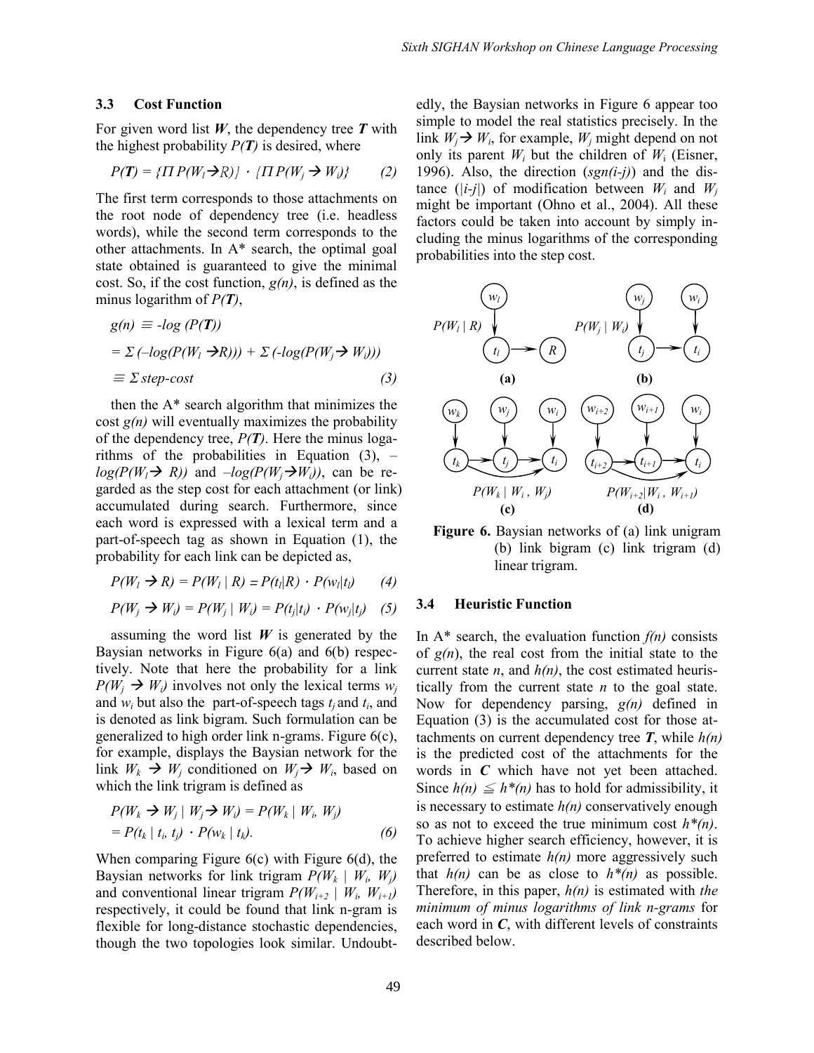### 3.3 Cost Function

For given word list $\boldsymbol{W}$, the dependency tree $\boldsymbol{T}$ with the highest probability $P(\boldsymbol{T})$ is desired, where

$$P(\boldsymbol{T}) = \{\Pi\, P(W_l \rightarrow R)\} \cdot \{\Pi\, P(W_j \rightarrow W_i)\} \qquad (2)$$

The first term corresponds to those attachments on the root node of dependency tree (i.e. headless words), while the second term corresponds to the other attachments. In A* search, the optimal goal state obtained is guaranteed to give the minimal cost. So, if the cost function, $g(n)$, is defined as the minus logarithm of $P(\boldsymbol{T})$,

$$g(n) \equiv -log\,(P(\boldsymbol{T}))$$

$$= \Sigma\,(-log(P(W_l \rightarrow R))) + \Sigma\,(-log(P(W_j \rightarrow W_i)))$$

$$\equiv \Sigma\, step\text{-}cost \qquad (3)$$

then the A* search algorithm that minimizes the cost $g(n)$ will eventually maximizes the probability of the dependency tree, $P(\boldsymbol{T})$. Here the minus logarithms of the probabilities in Equation (3), $-log(P(W_l \rightarrow R))$ and $-log(P(W_j \rightarrow W_i))$, can be regarded as the step cost for each attachment (or link) accumulated during search. Furthermore, since each word is expressed with a lexical term and a part-of-speech tag as shown in Equation (1), the probability for each link can be depicted as,

$$P(W_l \rightarrow R) = P(W_l \mid R) = P(t_l|R) \cdot P(w_l|t_l) \qquad (4)$$

$$P(W_j \rightarrow W_i) = P(W_j \mid W_i) = P(t_j|t_i) \cdot P(w_j|t_j) \qquad (5)$$

assuming the word list $\boldsymbol{W}$ is generated by the Baysian networks in Figure 6(a) and 6(b) respectively. Note that here the probability for a link $P(W_j \rightarrow W_i)$ involves not only the lexical terms $w_j$ and $w_i$ but also the part-of-speech tags $t_j$ and $t_i$, and is denoted as link bigram. Such formulation can be generalized to high order link n-grams. Figure 6(c), for example, displays the Baysian network for the link $W_k \rightarrow W_j$ conditioned on $W_j \rightarrow W_i$, based on which the link trigram is defined as

$$P(W_k \rightarrow W_j \mid W_j \rightarrow W_i) = P(W_k \mid W_i,\, W_j)$$

$$= P(t_k \mid t_i,\, t_j) \cdot P(w_k \mid t_k). \qquad (6)$$

When comparing Figure 6(c) with Figure 6(d), the Baysian networks for link trigram $P(W_k \mid W_i,\, W_j)$ and conventional linear trigram $P(W_{i+2} \mid W_i,\, W_{i+1})$ respectively, it could be found that link n-gram is flexible for long-distance stochastic dependencies, though the two topologies look similar. Undoubtedly, the Baysian networks in Figure 6 appear too simple to model the real statistics precisely. In the link $W_j \rightarrow W_i$, for example, $W_j$ might depend on not only its parent $W_i$ but the children of $W_i$ (Eisner, 1996). Also, the direction ($sgn(i\text{-}j)$) and the distance ($|i\text{-}j|$) of modification between $W_i$ and $W_j$ might be important (Ohno et al., 2004). All these factors could be taken into account by simply including the minus logarithms of the corresponding probabilities into the step cost.

**Figure 6.** Baysian networks of (a) link unigram (b) link bigram (c) link trigram (d) linear trigram.

### 3.4 Heuristic Function

In A* search, the evaluation function $f(n)$ consists of $g(n)$, the real cost from the initial state to the current state $n$, and $h(n)$, the cost estimated heuristically from the current state $n$ to the goal state. Now for dependency parsing, $g(n)$ defined in Equation (3) is the accumulated cost for those attachments on current dependency tree $\boldsymbol{T}$, while $h(n)$ is the predicted cost of the attachments for the words in $\boldsymbol{C}$ which have not yet been attached. Since $h(n) \leqq h^*(n)$ has to hold for admissibility, it is necessary to estimate $h(n)$ conservatively enough so as not to exceed the true minimum cost $h^*(n)$. To achieve higher search efficiency, however, it is preferred to estimate $h(n)$ more aggressively such that $h(n)$ can be as close to $h^*(n)$ as possible. Therefore, in this paper, $h(n)$ is estimated with *the minimum of minus logarithms of link n-grams* for each word in $\boldsymbol{C}$, with different levels of constraints described below.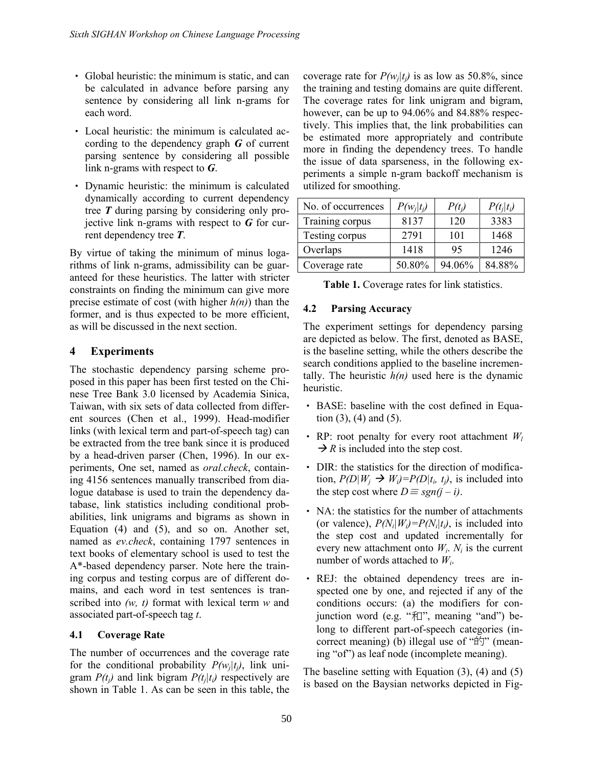- Global heuristic: the minimum is static, and can be calculated in advance before parsing any sentence by considering all link n-grams for each word.
- Local heuristic: the minimum is calculated according to the dependency graph ***G*** of current parsing sentence by considering all possible link n-grams with respect to ***G***.
- Dynamic heuristic: the minimum is calculated dynamically according to current dependency tree ***T*** during parsing by considering only projective link n-grams with respect to ***G*** for current dependency tree ***T***.

By virtue of taking the minimum of minus logarithms of link n-grams, admissibility can be guaranteed for these heuristics. The latter with stricter constraints on finding the minimum can give more precise estimate of cost (with higher $h(n)$) than the former, and is thus expected to be more efficient, as will be discussed in the next section.

## 4 Experiments

The stochastic dependency parsing scheme proposed in this paper has been first tested on the Chinese Tree Bank 3.0 licensed by Academia Sinica, Taiwan, with six sets of data collected from different sources (Chen et al., 1999). Head-modifier links (with lexical term and part-of-speech tag) can be extracted from the tree bank since it is produced by a head-driven parser (Chen, 1996). In our experiments, One set, named as *oral.check*, containing 4156 sentences manually transcribed from dialogue database is used to train the dependency database, link statistics including conditional probabilities, link unigrams and bigrams as shown in Equation (4) and (5), and so on. Another set, named as *ev.check*, containing 1797 sentences in text books of elementary school is used to test the A*-based dependency parser. Note here the training corpus and testing corpus are of different domains, and each word in test sentences is transcribed into $(w, t)$ format with lexical term $w$ and associated part-of-speech tag $t$.

### 4.1 Coverage Rate

The number of occurrences and the coverage rate for the conditional probability $P(w_j|t_j)$, link unigram $P(t_j)$ and link bigram $P(t_j|t_i)$ respectively are shown in Table 1. As can be seen in this table, the coverage rate for $P(w_j|t_j)$ is as low as 50.8%, since the training and testing domains are quite different. The coverage rates for link unigram and bigram, however, can be up to 94.06% and 84.88% respectively. This implies that, the link probabilities can be estimated more appropriately and contribute more in finding the dependency trees. To handle the issue of data sparseness, in the following experiments a simple n-gram backoff mechanism is utilized for smoothing.

| No. of occurrences | $P(w_j\|t_j)$ | $P(t_j)$ | $P(t_j\|t_i)$ |
|---|---|---|---|
| Training corpus | 8137 | 120 | 3383 |
| Testing corpus | 2791 | 101 | 1468 |
| Overlaps | 1418 | 95 | 1246 |
| Coverage rate | 50.80% | 94.06% | 84.88% |

**Table 1.** Coverage rates for link statistics.

### 4.2 Parsing Accuracy

The experiment settings for dependency parsing are depicted as below. The first, denoted as BASE, is the baseline setting, while the others describe the search conditions applied to the baseline incrementally. The heuristic $h(n)$ used here is the dynamic heuristic.

- BASE: baseline with the cost defined in Equation (3), (4) and (5).
- RP: root penalty for every root attachment $W_l \rightarrow R$ is included into the step cost.
- DIR: the statistics for the direction of modification, $P(D|W_j \rightarrow W_i)=P(D|t_i, t_j)$, is included into the step cost where $D \equiv sgn(j-i)$.
- NA: the statistics for the number of attachments (or valence), $P(N_i|W_i)=P(N_i|t_i)$, is included into the step cost and updated incrementally for every new attachment onto $W_i$. $N_i$ is the current number of words attached to $W_i$.
- REJ: the obtained dependency trees are inspected one by one, and rejected if any of the conditions occurs: (a) the modifiers for conjunction word (e.g. "和", meaning "and") belong to different part-of-speech categories (incorrect meaning) (b) illegal use of "的" (meaning "of") as leaf node (incomplete meaning).

The baseline setting with Equation (3), (4) and (5) is based on the Baysian networks depicted in Fig-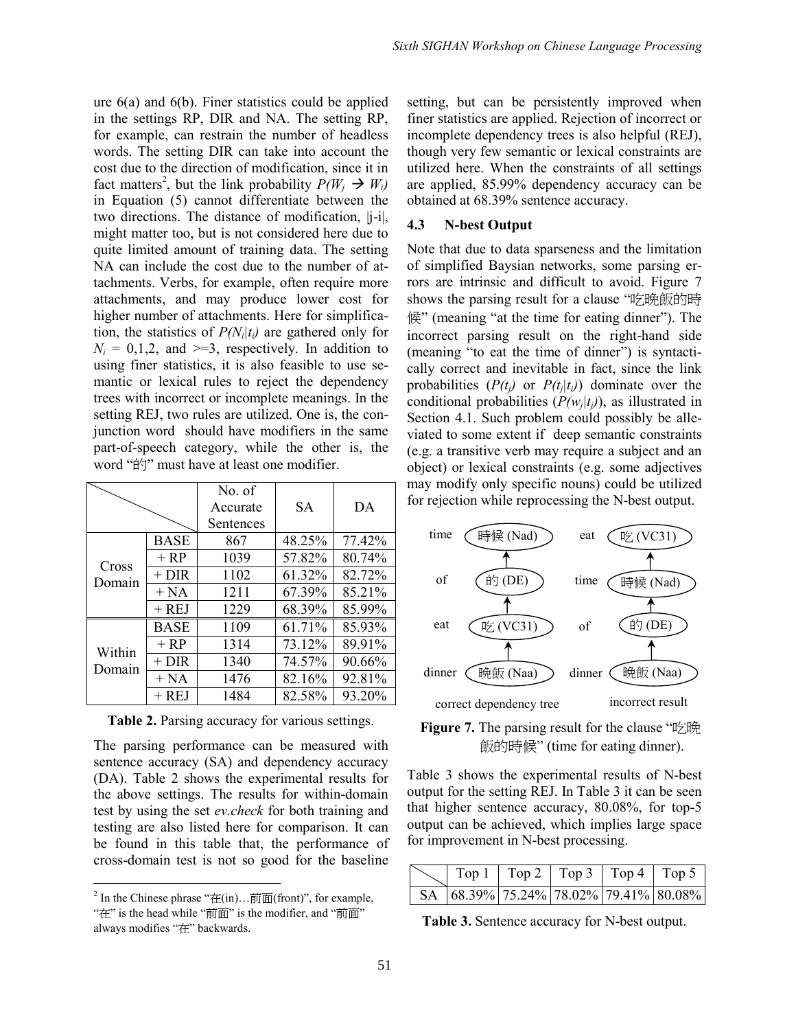ure 6(a) and 6(b). Finer statistics could be applied in the settings RP, DIR and NA. The setting RP, for example, can restrain the number of headless words. The setting DIR can take into account the cost due to the direction of modification, since it in fact matters[2], but the link probability $P(W_j \rightarrow W_i)$ in Equation (5) cannot differentiate between the two directions. The distance of modification, $|j-i|$, might matter too, but is not considered here due to quite limited amount of training data. The setting NA can include the cost due to the number of attachments. Verbs, for example, often require more attachments, and may produce lower cost for higher number of attachments. Here for simplification, the statistics of $P(N_i|t_i)$ are gathered only for $N_i$ = 0,1,2, and >=3, respectively. In addition to using finer statistics, it is also feasible to use semantic or lexical rules to reject the dependency trees with incorrect or incomplete meanings. In the setting REJ, two rules are utilized. One is, the conjunction word should have modifiers in the same part-of-speech category, while the other is, the word "的" must have at least one modifier.

| | | No. of Accurate Sentences | SA | DA |
|---|---|---|---|---|
| Cross Domain | BASE | 867 | 48.25% | 77.42% |
| | + RP | 1039 | 57.82% | 80.74% |
| | + DIR | 1102 | 61.32% | 82.72% |
| | + NA | 1211 | 67.39% | 85.21% |
| | + REJ | 1229 | 68.39% | 85.99% |
| Within Domain | BASE | 1109 | 61.71% | 85.93% |
| | + RP | 1314 | 73.12% | 89.91% |
| | + DIR | 1340 | 74.57% | 90.66% |
| | + NA | 1476 | 82.16% | 92.81% |
| | + REJ | 1484 | 82.58% | 93.20% |

**Table 2.** Parsing accuracy for various settings.

The parsing performance can be measured with sentence accuracy (SA) and dependency accuracy (DA). Table 2 shows the experimental results for the above settings. The results for within-domain test by using the set *ev.check* for both training and testing are also listed here for comparison. It can be found in this table that, the performance of cross-domain test is not so good for the baseline setting, but can be persistently improved when finer statistics are applied. Rejection of incorrect or incomplete dependency trees is also helpful (REJ), though very few semantic or lexical constraints are utilized here. When the constraints of all settings are applied, 85.99% dependency accuracy can be obtained at 68.39% sentence accuracy.

### 4.3 N-best Output

Note that due to data sparseness and the limitation of simplified Baysian networks, some parsing errors are intrinsic and difficult to avoid. Figure 7 shows the parsing result for a clause "吃晚飯的時候" (meaning "at the time for eating dinner"). The incorrect parsing result on the right-hand side (meaning "to eat the time of dinner") is syntactically correct and inevitable in fact, since the link probabilities ($P(t_j)$ or $P(t_j|t_i)$) dominate over the conditional probabilities ($P(w_j|t_j)$), as illustrated in Section 4.1. Such problem could possibly be alleviated to some extent if deep semantic constraints (e.g. a transitive verb may require a subject and an object) or lexical constraints (e.g. some adjectives may modify only specific nouns) could be utilized for rejection while reprocessing the N-best output.

**Figure 7.** The parsing result for the clause "吃晚飯的時候" (time for eating dinner).

Table 3 shows the experimental results of N-best output for the setting REJ. In Table 3 it can be seen that higher sentence accuracy, 80.08%, for top-5 output can be achieved, which implies large space for improvement in N-best processing.

| | Top 1 | Top 2 | Top 3 | Top 4 | Top 5 |
|---|---|---|---|---|---|
| SA | 68.39% | 75.24% | 78.02% | 79.41% | 80.08% |

**Table 3.** Sentence accuracy for N-best output.

[2] In the Chinese phrase "在(in)…前面(front)", for example, "在" is the head while "前面" is the modifier, and "前面" always modifies "在" backwards.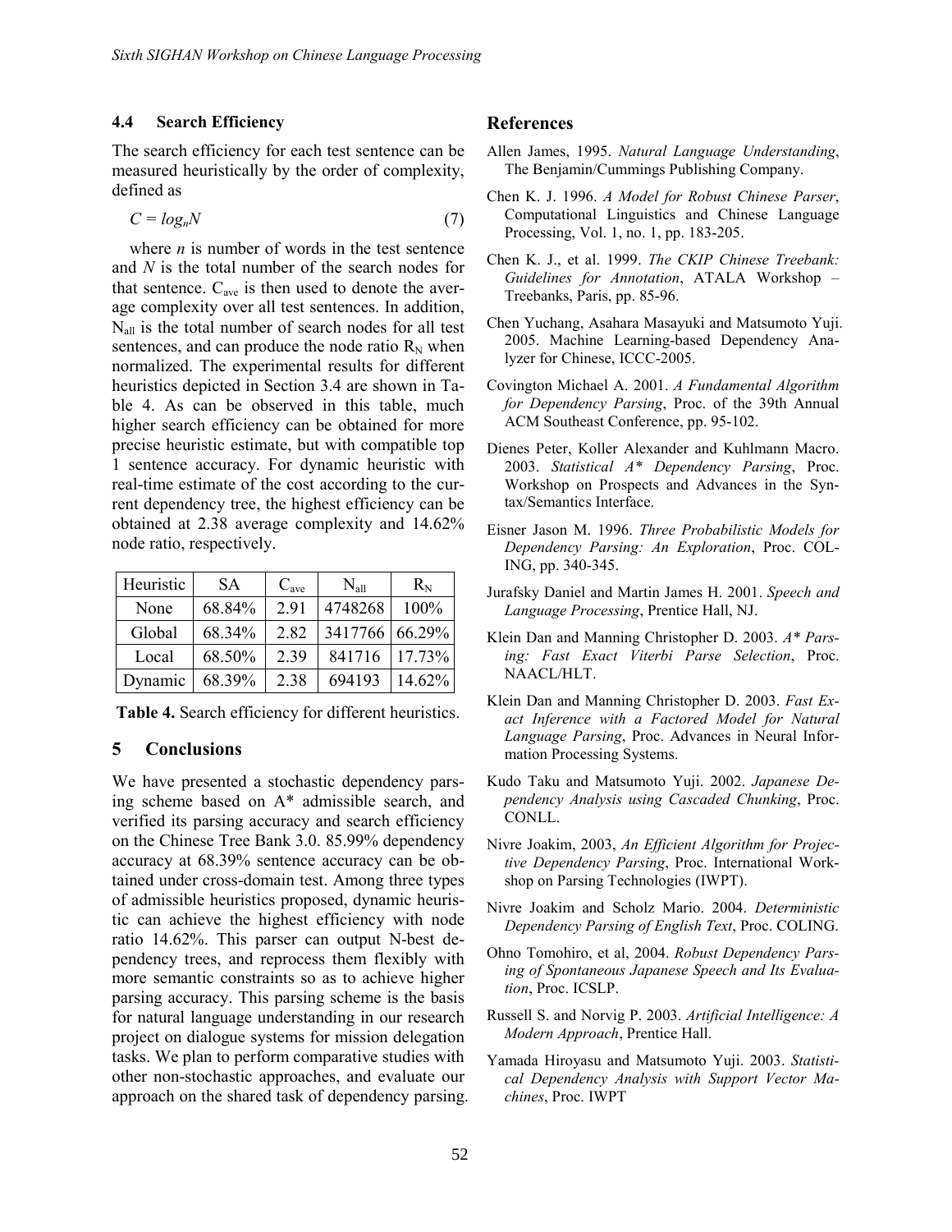### 4.4 Search Efficiency

The search efficiency for each test sentence can be measured heuristically by the order of complexity, defined as

$$C = log_n N \tag{7}$$

where $n$ is number of words in the test sentence and $N$ is the total number of the search nodes for that sentence. $C_{ave}$ is then used to denote the average complexity over all test sentences. In addition, $N_{all}$ is the total number of search nodes for all test sentences, and can produce the node ratio $R_N$ when normalized. The experimental results for different heuristics depicted in Section 3.4 are shown in Table 4. As can be observed in this table, much higher search efficiency can be obtained for more precise heuristic estimate, but with compatible top 1 sentence accuracy. For dynamic heuristic with real-time estimate of the cost according to the current dependency tree, the highest efficiency can be obtained at 2.38 average complexity and 14.62% node ratio, respectively.

| Heuristic | SA | $C_{ave}$ | $N_{all}$ | $R_N$ |
|---|---|---|---|---|
| None | 68.84% | 2.91 | 4748268 | 100% |
| Global | 68.34% | 2.82 | 3417766 | 66.29% |
| Local | 68.50% | 2.39 | 841716 | 17.73% |
| Dynamic | 68.39% | 2.38 | 694193 | 14.62% |

**Table 4.** Search efficiency for different heuristics.

## 5 Conclusions

We have presented a stochastic dependency parsing scheme based on A* admissible search, and verified its parsing accuracy and search efficiency on the Chinese Tree Bank 3.0. 85.99% dependency accuracy at 68.39% sentence accuracy can be obtained under cross-domain test. Among three types of admissible heuristics proposed, dynamic heuristic can achieve the highest efficiency with node ratio 14.62%. This parser can output N-best dependency trees, and reprocess them flexibly with more semantic constraints so as to achieve higher parsing accuracy. This parsing scheme is the basis for natural language understanding in our research project on dialogue systems for mission delegation tasks. We plan to perform comparative studies with other non-stochastic approaches, and evaluate our approach on the shared task of dependency parsing.

## References

Allen James, 1995. *Natural Language Understanding*, The Benjamin/Cummings Publishing Company.

Chen K. J. 1996. *A Model for Robust Chinese Parser*, Computational Linguistics and Chinese Language Processing, Vol. 1, no. 1, pp. 183-205.

Chen K. J., et al. 1999. *The CKIP Chinese Treebank: Guidelines for Annotation*, ATALA Workshop – Treebanks, Paris, pp. 85-96.

Chen Yuchang, Asahara Masayuki and Matsumoto Yuji. 2005. Machine Learning-based Dependency Analyzer for Chinese, ICCC-2005.

Covington Michael A. 2001. *A Fundamental Algorithm for Dependency Parsing*, Proc. of the 39th Annual ACM Southeast Conference, pp. 95-102.

Dienes Peter, Koller Alexander and Kuhlmann Macro. 2003. *Statistical A\* Dependency Parsing*, Proc. Workshop on Prospects and Advances in the Syntax/Semantics Interface.

Eisner Jason M. 1996. *Three Probabilistic Models for Dependency Parsing: An Exploration*, Proc. COLING, pp. 340-345.

Jurafsky Daniel and Martin James H. 2001. *Speech and Language Processing*, Prentice Hall, NJ.

Klein Dan and Manning Christopher D. 2003. *A\* Parsing: Fast Exact Viterbi Parse Selection*, Proc. NAACL/HLT.

Klein Dan and Manning Christopher D. 2003. *Fast Exact Inference with a Factored Model for Natural Language Parsing*, Proc. Advances in Neural Information Processing Systems.

Kudo Taku and Matsumoto Yuji. 2002. *Japanese Dependency Analysis using Cascaded Chunking*, Proc. CONLL.

Nivre Joakim, 2003, *An Efficient Algorithm for Projective Dependency Parsing*, Proc. International Workshop on Parsing Technologies (IWPT).

Nivre Joakim and Scholz Mario. 2004. *Deterministic Dependency Parsing of English Text*, Proc. COLING.

Ohno Tomohiro, et al, 2004. *Robust Dependency Parsing of Spontaneous Japanese Speech and Its Evaluation*, Proc. ICSLP.

Russell S. and Norvig P. 2003. *Artificial Intelligence: A Modern Approach*, Prentice Hall.

Yamada Hiroyasu and Matsumoto Yuji. 2003. *Statistical Dependency Analysis with Support Vector Machines*, Proc. IWPT